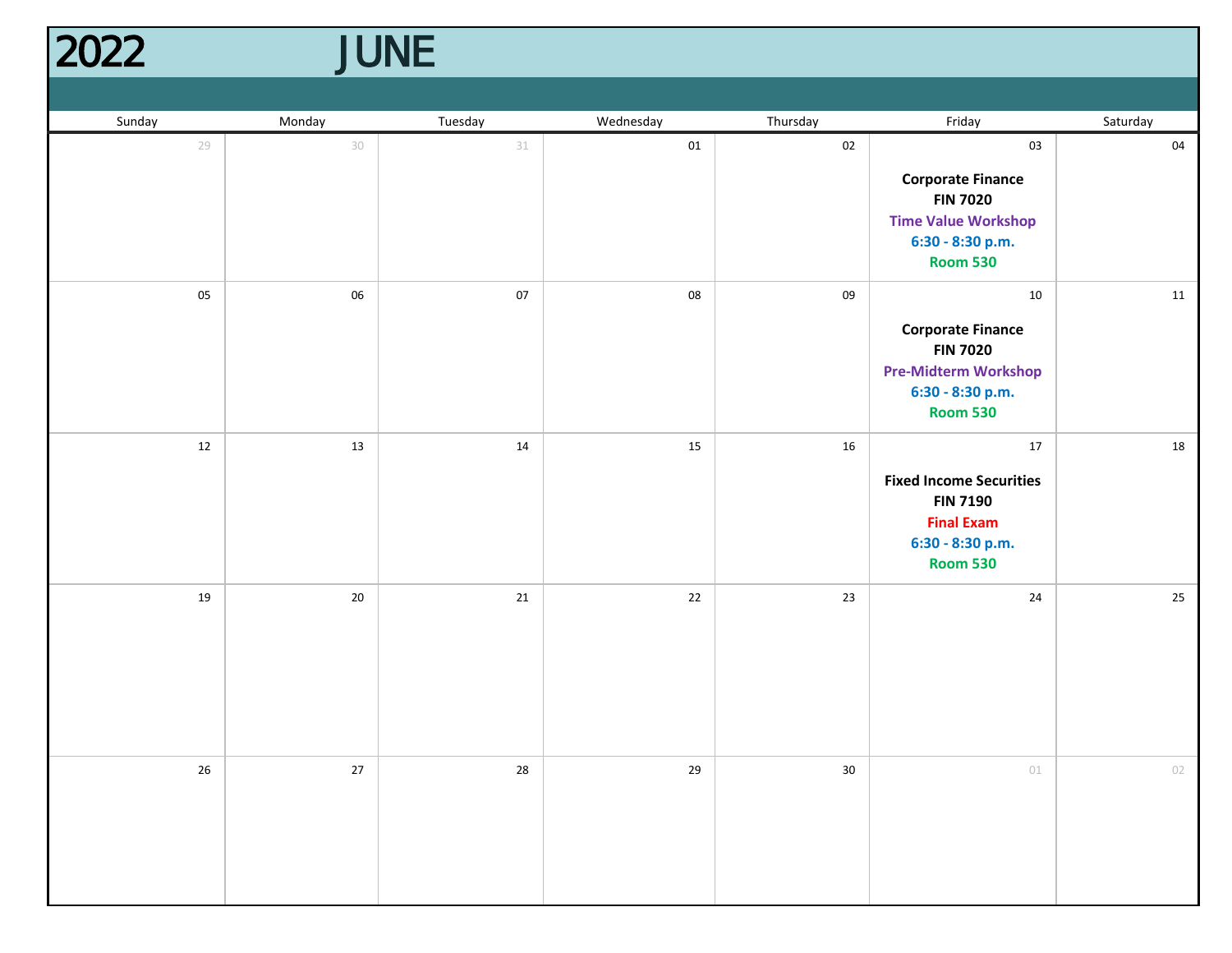# 2022 JUNE

| Sunday | Monday | Tuesday | Wednesday | Thursday | Friday | Saturday |
|---|---|---|---|---|---|---|
| 29 | 30 | 31 | 01 | 02 | 03<br>**Corporate Finance**<br>**FIN 7020**<br>**Time Value Workshop**<br>**6:30 - 8:30 p.m.**<br>**Room 530** | 04 |
| 05 | 06 | 07 | 08 | 09 | 10<br>**Corporate Finance**<br>**FIN 7020**<br>**Pre-Midterm Workshop**<br>**6:30 - 8:30 p.m.**<br>**Room 530** | 11 |
| 12 | 13 | 14 | 15 | 16 | 17<br>**Fixed Income Securities**<br>**FIN 7190**<br>**Final Exam**<br>**6:30 - 8:30 p.m.**<br>**Room 530** | 18 |
| 19 | 20 | 21 | 22 | 23 | 24 | 25 |
| 26 | 27 | 28 | 29 | 30 | 01 | 02 |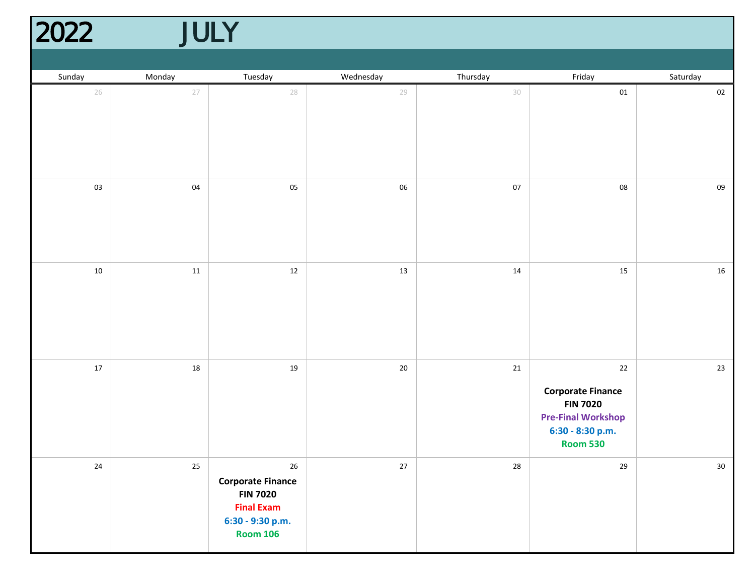# 2022 JULY

| Sunday | Monday | Tuesday | Wednesday | Thursday | Friday | Saturday |
|---|---|---|---|---|---|---|
| 26 | 27 | 28 | 29 | 30 | 01 | 02 |
| 03 | 04 | 05 | 06 | 07 | 08 | 09 |
| 10 | 11 | 12 | 13 | 14 | 15 | 16 |
| 17 | 18 | 19 | 20 | 21 | 22<br>**Corporate Finance**<br>**FIN 7020**<br>**Pre-Final Workshop**<br>**6:30 - 8:30 p.m.**<br>**Room 530** | 23 |
| 24 | 25 | 26<br>**Corporate Finance**<br>**FIN 7020**<br>**Final Exam**<br>**6:30 - 9:30 p.m.**<br>**Room 106** | 27 | 28 | 29 | 30 |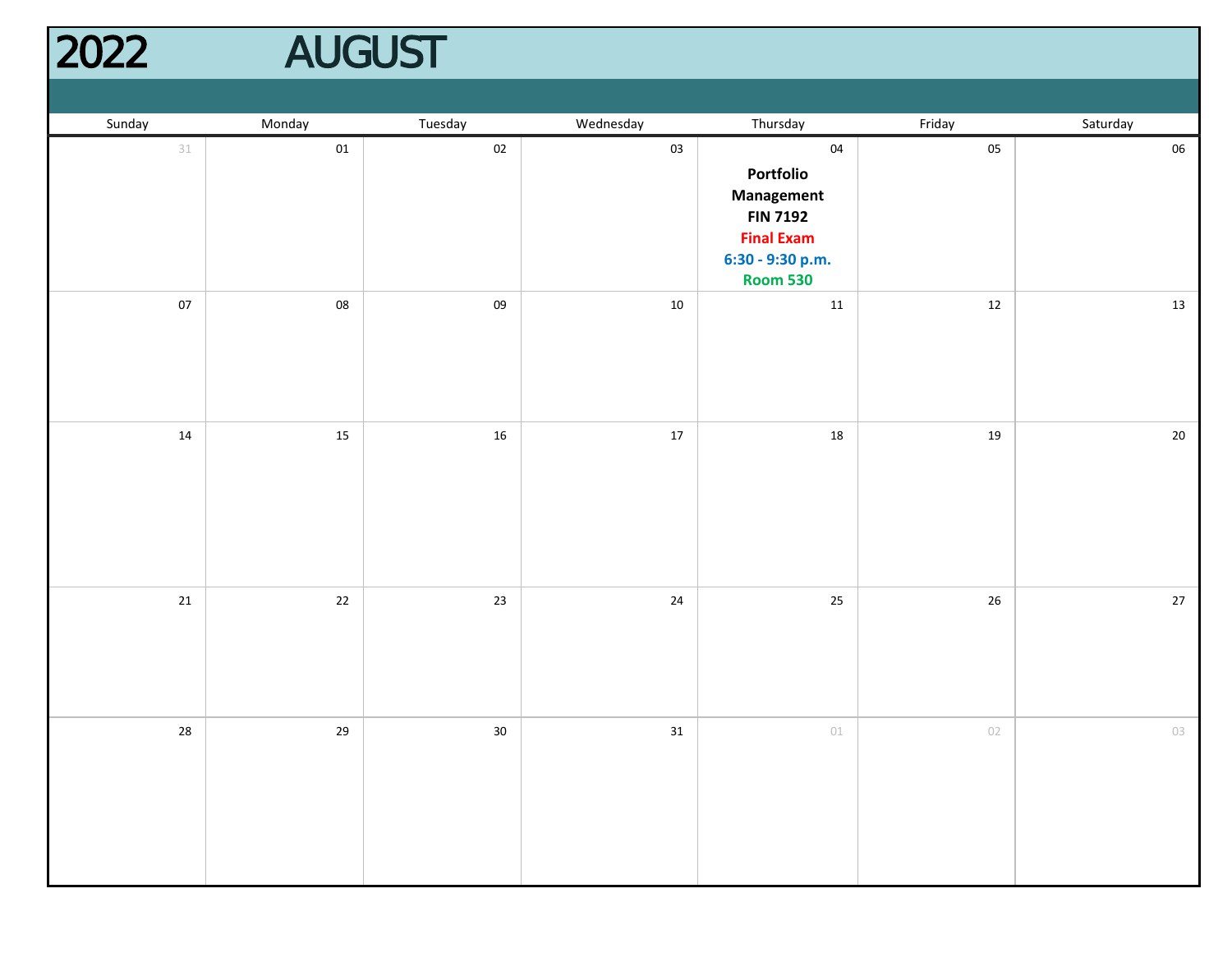# 2022 AUGUST

| Sunday | Monday | Tuesday | Wednesday | Thursday | Friday | Saturday |
|---|---|---|---|---|---|---|
| 31 | 01 | 02 | 03 | 04<br>**Portfolio Management FIN 7192**<br>**Final Exam**<br>**6:30 - 9:30 p.m.**<br>**Room 530** | 05 | 06 |
| 07 | 08 | 09 | 10 | 11 | 12 | 13 |
| 14 | 15 | 16 | 17 | 18 | 19 | 20 |
| 21 | 22 | 23 | 24 | 25 | 26 | 27 |
| 28 | 29 | 30 | 31 | 01 | 02 | 03 |